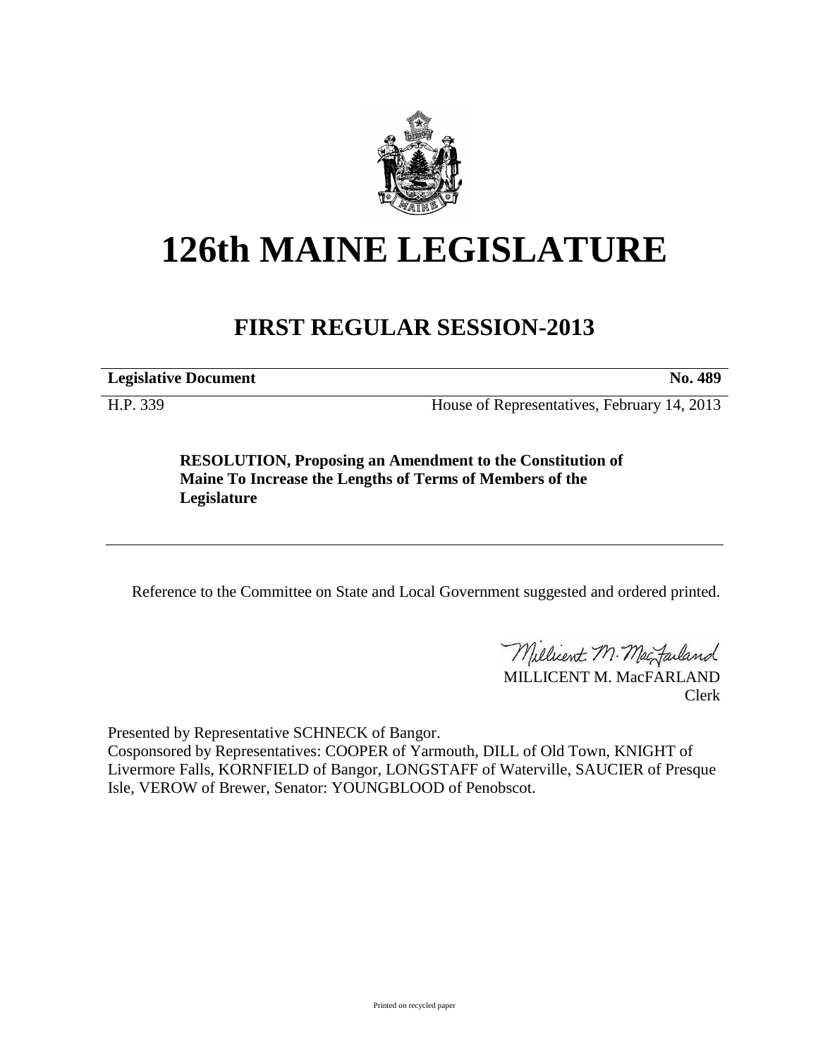# 126th MAINE LEGISLATURE

## FIRST REGULAR SESSION-2013

**Legislative Document** **No. 489**

H.P. 339 House of Representatives, February 14, 2013

**RESOLUTION, Proposing an Amendment to the Constitution of Maine To Increase the Lengths of Terms of Members of the Legislature**

Reference to the Committee on State and Local Government suggested and ordered printed.

MILLICENT M. MacFARLAND
Clerk

Presented by Representative SCHNECK of Bangor.
Cosponsored by Representatives: COOPER of Yarmouth, DILL of Old Town, KNIGHT of Livermore Falls, KORNFIELD of Bangor, LONGSTAFF of Waterville, SAUCIER of Presque Isle, VEROW of Brewer, Senator: YOUNGBLOOD of Penobscot.

Printed on recycled paper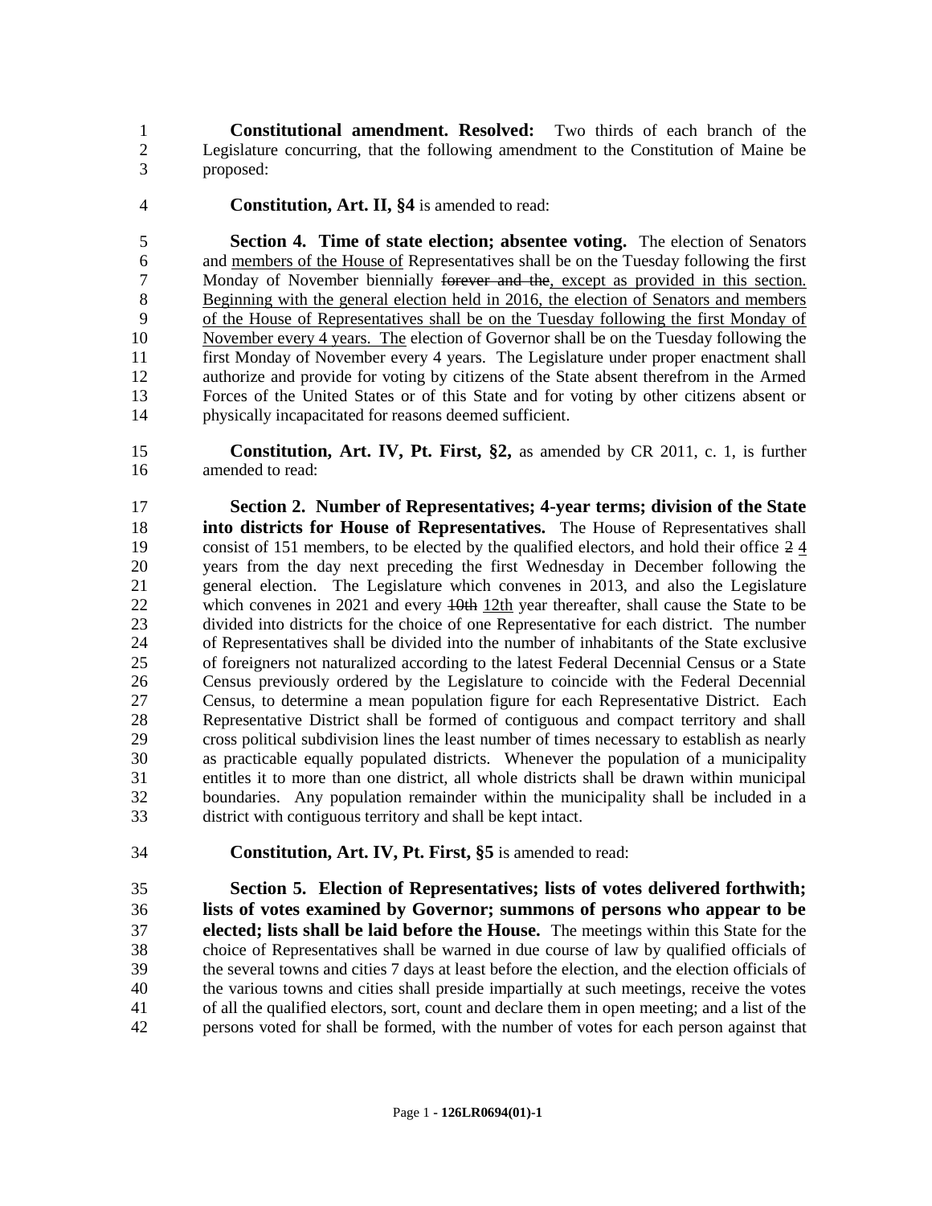**Constitutional amendment. Resolved:** Two thirds of each branch of the Legislature concurring, that the following amendment to the Constitution of Maine be proposed:

**Constitution, Art. II, §4** is amended to read:

**Section 4. Time of state election; absentee voting.** The election of Senators and <u>members of the House of</u> Representatives shall be on the Tuesday following the first Monday of November biennially ~~forever and the~~<u>, except as provided in this section. Beginning with the general election held in 2016, the election of Senators and members of the House of Representatives shall be on the Tuesday following the first Monday of November every 4 years. The</u> election of Governor shall be on the Tuesday following the first Monday of November every 4 years. The Legislature under proper enactment shall authorize and provide for voting by citizens of the State absent therefrom in the Armed Forces of the United States or of this State and for voting by other citizens absent or physically incapacitated for reasons deemed sufficient.

**Constitution, Art. IV, Pt. First, §2,** as amended by CR 2011, c. 1, is further amended to read:

**Section 2. Number of Representatives; 4-year terms; division of the State into districts for House of Representatives.** The House of Representatives shall consist of 151 members, to be elected by the qualified electors, and hold their office ~~2~~ <u>4</u> years from the day next preceding the first Wednesday in December following the general election. The Legislature which convenes in 2013, and also the Legislature which convenes in 2021 and every ~~10th~~ <u>12th</u> year thereafter, shall cause the State to be divided into districts for the choice of one Representative for each district. The number of Representatives shall be divided into the number of inhabitants of the State exclusive of foreigners not naturalized according to the latest Federal Decennial Census or a State Census previously ordered by the Legislature to coincide with the Federal Decennial Census, to determine a mean population figure for each Representative District. Each Representative District shall be formed of contiguous and compact territory and shall cross political subdivision lines the least number of times necessary to establish as nearly as practicable equally populated districts. Whenever the population of a municipality entitles it to more than one district, all whole districts shall be drawn within municipal boundaries. Any population remainder within the municipality shall be included in a district with contiguous territory and shall be kept intact.

**Constitution, Art. IV, Pt. First, §5** is amended to read:

**Section 5. Election of Representatives; lists of votes delivered forthwith; lists of votes examined by Governor; summons of persons who appear to be elected; lists shall be laid before the House.** The meetings within this State for the choice of Representatives shall be warned in due course of law by qualified officials of the several towns and cities 7 days at least before the election, and the election officials of the various towns and cities shall preside impartially at such meetings, receive the votes of all the qualified electors, sort, count and declare them in open meeting; and a list of the persons voted for shall be formed, with the number of votes for each person against that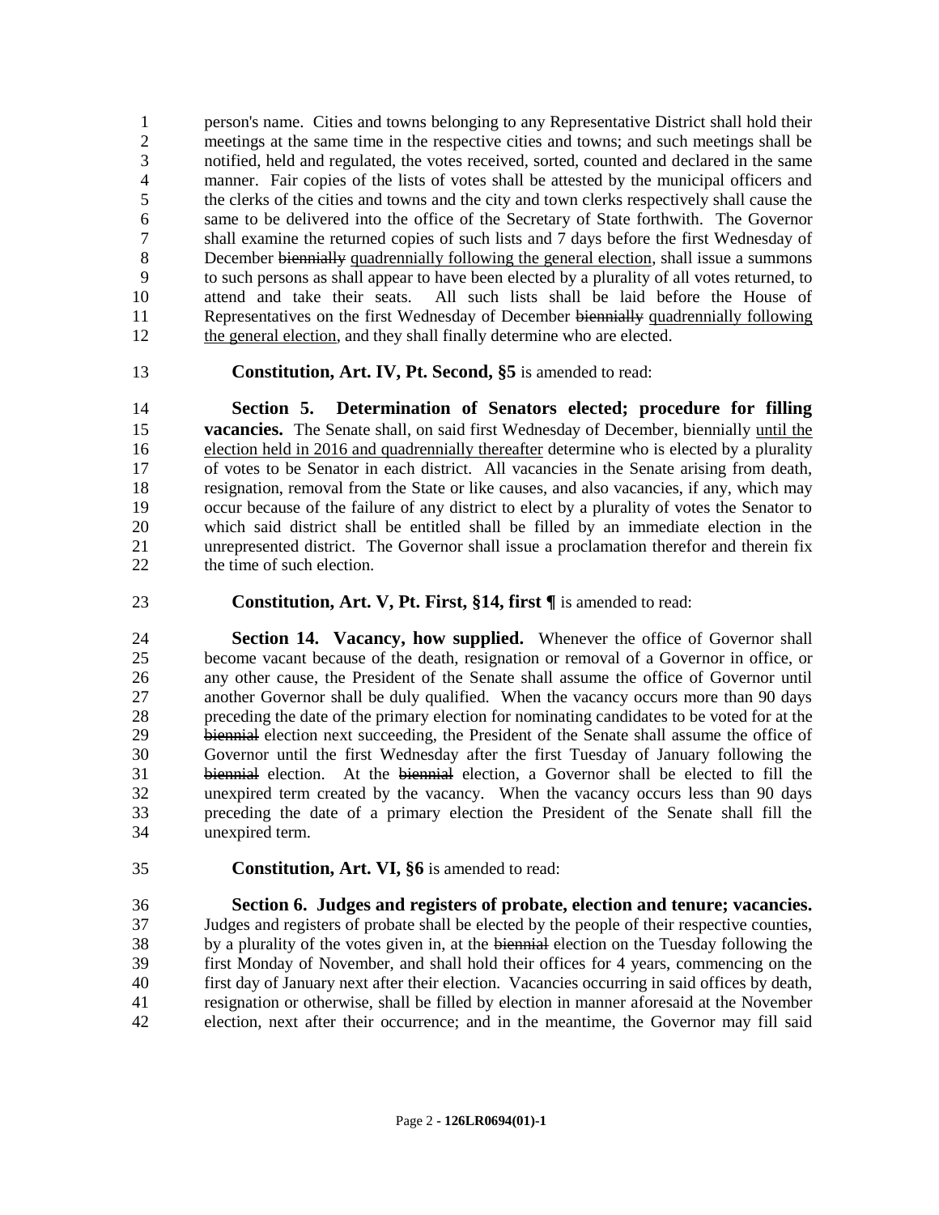person's name. Cities and towns belonging to any Representative District shall hold their meetings at the same time in the respective cities and towns; and such meetings shall be notified, held and regulated, the votes received, sorted, counted and declared in the same manner. Fair copies of the lists of votes shall be attested by the municipal officers and the clerks of the cities and towns and the city and town clerks respectively shall cause the same to be delivered into the office of the Secretary of State forthwith. The Governor shall examine the returned copies of such lists and 7 days before the first Wednesday of December ~~biennially~~ quadrennially following the general election, shall issue a summons to such persons as shall appear to have been elected by a plurality of all votes returned, to attend and take their seats. All such lists shall be laid before the House of Representatives on the first Wednesday of December ~~biennially~~ quadrennially following the general election, and they shall finally determine who are elected.

**Constitution, Art. IV, Pt. Second, §5** is amended to read:

**Section 5. Determination of Senators elected; procedure for filling vacancies.** The Senate shall, on said first Wednesday of December, biennially until the election held in 2016 and quadrennially thereafter determine who is elected by a plurality of votes to be Senator in each district. All vacancies in the Senate arising from death, resignation, removal from the State or like causes, and also vacancies, if any, which may occur because of the failure of any district to elect by a plurality of votes the Senator to which said district shall be entitled shall be filled by an immediate election in the unrepresented district. The Governor shall issue a proclamation therefor and therein fix the time of such election.

**Constitution, Art. V, Pt. First, §14, first ¶** is amended to read:

**Section 14. Vacancy, how supplied.** Whenever the office of Governor shall become vacant because of the death, resignation or removal of a Governor in office, or any other cause, the President of the Senate shall assume the office of Governor until another Governor shall be duly qualified. When the vacancy occurs more than 90 days preceding the date of the primary election for nominating candidates to be voted for at the ~~biennial~~ election next succeeding, the President of the Senate shall assume the office of Governor until the first Wednesday after the first Tuesday of January following the ~~biennial~~ election. At the ~~biennial~~ election, a Governor shall be elected to fill the unexpired term created by the vacancy. When the vacancy occurs less than 90 days preceding the date of a primary election the President of the Senate shall fill the unexpired term.

**Constitution, Art. VI, §6** is amended to read:

**Section 6. Judges and registers of probate, election and tenure; vacancies.** Judges and registers of probate shall be elected by the people of their respective counties, by a plurality of the votes given in, at the ~~biennial~~ election on the Tuesday following the first Monday of November, and shall hold their offices for 4 years, commencing on the first day of January next after their election. Vacancies occurring in said offices by death, resignation or otherwise, shall be filled by election in manner aforesaid at the November election, next after their occurrence; and in the meantime, the Governor may fill said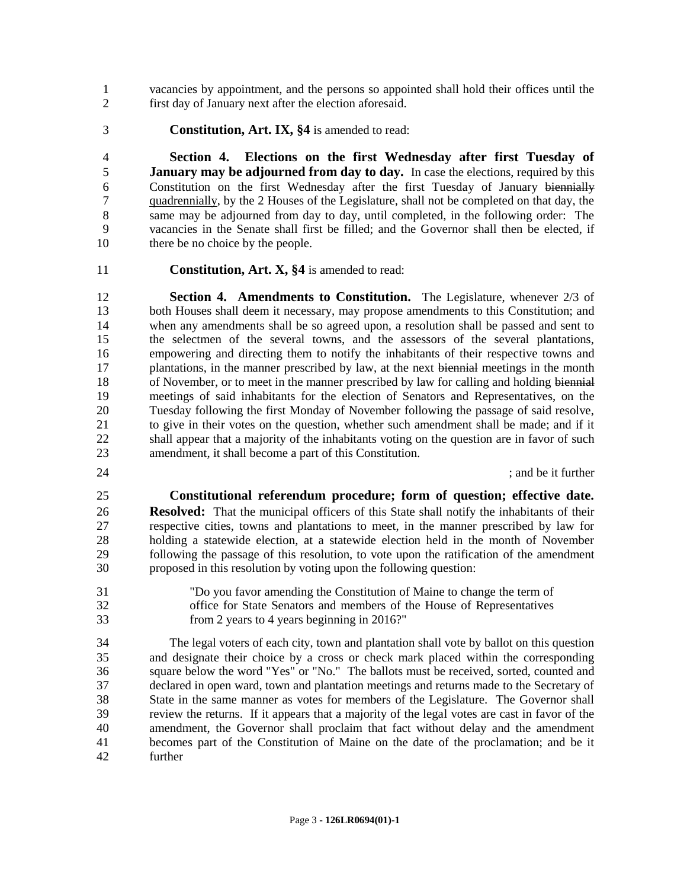vacancies by appointment, and the persons so appointed shall hold their offices until the first day of January next after the election aforesaid.

**Constitution, Art. IX, §4** is amended to read:

**Section 4. Elections on the first Wednesday after first Tuesday of January may be adjourned from day to day.** In case the elections, required by this Constitution on the first Wednesday after the first Tuesday of January ~~biennially~~ quadrennially, by the 2 Houses of the Legislature, shall not be completed on that day, the same may be adjourned from day to day, until completed, in the following order: The vacancies in the Senate shall first be filled; and the Governor shall then be elected, if there be no choice by the people.

**Constitution, Art. X, §4** is amended to read:

**Section 4. Amendments to Constitution.** The Legislature, whenever 2/3 of both Houses shall deem it necessary, may propose amendments to this Constitution; and when any amendments shall be so agreed upon, a resolution shall be passed and sent to the selectmen of the several towns, and the assessors of the several plantations, empowering and directing them to notify the inhabitants of their respective towns and plantations, in the manner prescribed by law, at the next ~~biennial~~ meetings in the month of November, or to meet in the manner prescribed by law for calling and holding ~~biennial~~ meetings of said inhabitants for the election of Senators and Representatives, on the Tuesday following the first Monday of November following the passage of said resolve, to give in their votes on the question, whether such amendment shall be made; and if it shall appear that a majority of the inhabitants voting on the question are in favor of such amendment, it shall become a part of this Constitution.

; and be it further

**Constitutional referendum procedure; form of question; effective date. Resolved:** That the municipal officers of this State shall notify the inhabitants of their respective cities, towns and plantations to meet, in the manner prescribed by law for holding a statewide election, at a statewide election held in the month of November following the passage of this resolution, to vote upon the ratification of the amendment proposed in this resolution by voting upon the following question:

"Do you favor amending the Constitution of Maine to change the term of office for State Senators and members of the House of Representatives from 2 years to 4 years beginning in 2016?"

The legal voters of each city, town and plantation shall vote by ballot on this question and designate their choice by a cross or check mark placed within the corresponding square below the word "Yes" or "No." The ballots must be received, sorted, counted and declared in open ward, town and plantation meetings and returns made to the Secretary of State in the same manner as votes for members of the Legislature. The Governor shall review the returns. If it appears that a majority of the legal votes are cast in favor of the amendment, the Governor shall proclaim that fact without delay and the amendment becomes part of the Constitution of Maine on the date of the proclamation; and be it further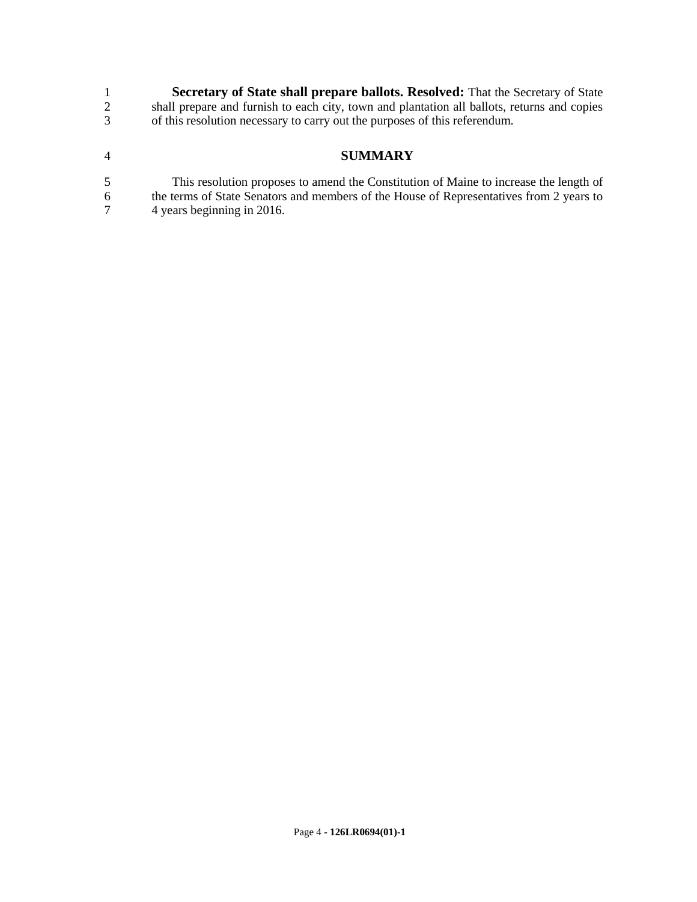**Secretary of State shall prepare ballots. Resolved:** That the Secretary of State shall prepare and furnish to each city, town and plantation all ballots, returns and copies of this resolution necessary to carry out the purposes of this referendum.

## SUMMARY

This resolution proposes to amend the Constitution of Maine to increase the length of the terms of State Senators and members of the House of Representatives from 2 years to 4 years beginning in 2016.